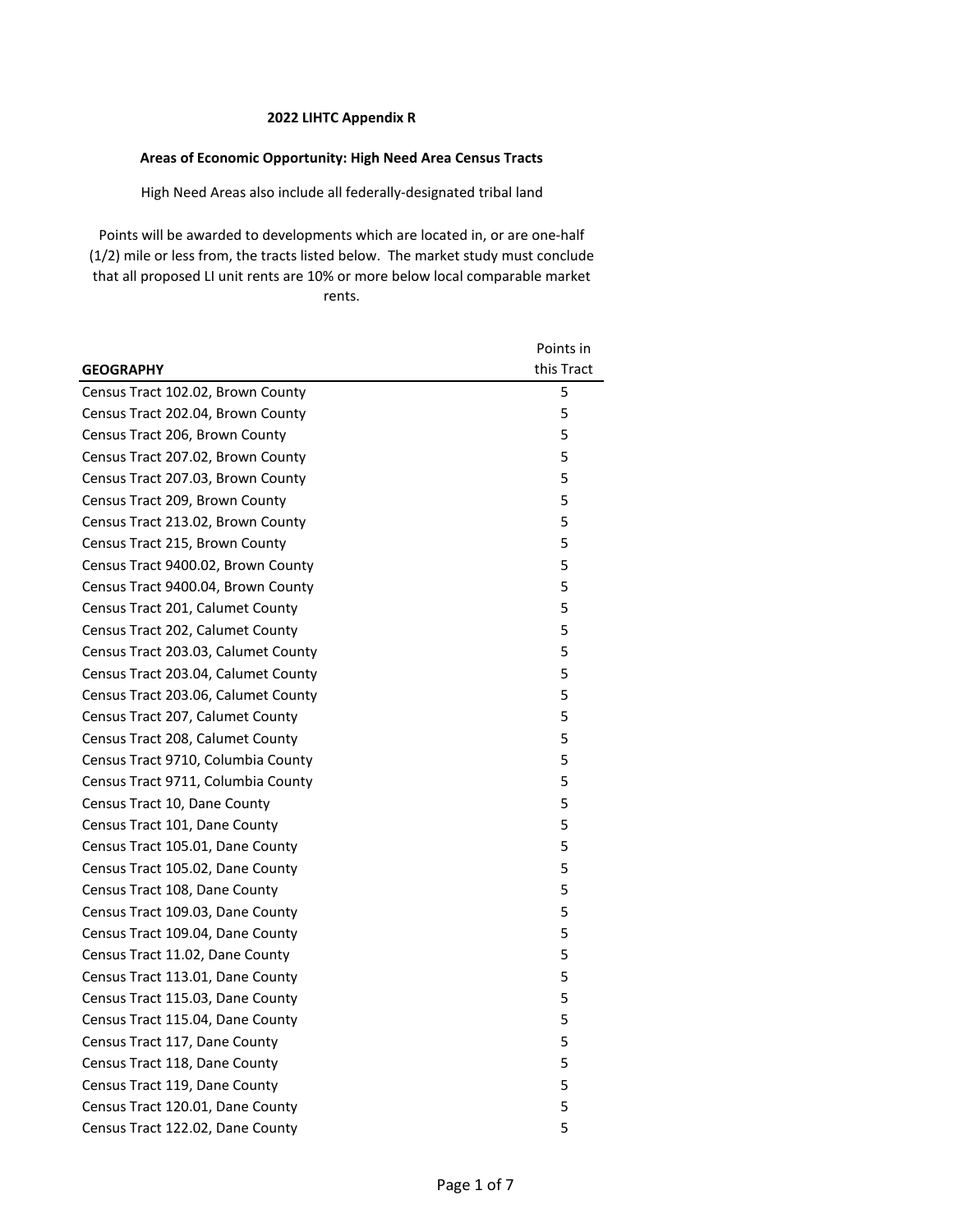**2022 LIHTC Appendix R**

**Areas of Economic Opportunity: High Need Area Census Tracts**

High Need Areas also include all federally-designated tribal land

Points will be awarded to developments which are located in, or are one-half (1/2) mile or less from, the tracts listed below. The market study must conclude that all proposed LI unit rents are 10% or more below local comparable market rents.

| **GEOGRAPHY** | Points in this Tract |
|---|---|
| Census Tract 102.02, Brown County | 5 |
| Census Tract 202.04, Brown County | 5 |
| Census Tract 206, Brown County | 5 |
| Census Tract 207.02, Brown County | 5 |
| Census Tract 207.03, Brown County | 5 |
| Census Tract 209, Brown County | 5 |
| Census Tract 213.02, Brown County | 5 |
| Census Tract 215, Brown County | 5 |
| Census Tract 9400.02, Brown County | 5 |
| Census Tract 9400.04, Brown County | 5 |
| Census Tract 201, Calumet County | 5 |
| Census Tract 202, Calumet County | 5 |
| Census Tract 203.03, Calumet County | 5 |
| Census Tract 203.04, Calumet County | 5 |
| Census Tract 203.06, Calumet County | 5 |
| Census Tract 207, Calumet County | 5 |
| Census Tract 208, Calumet County | 5 |
| Census Tract 9710, Columbia County | 5 |
| Census Tract 9711, Columbia County | 5 |
| Census Tract 10, Dane County | 5 |
| Census Tract 101, Dane County | 5 |
| Census Tract 105.01, Dane County | 5 |
| Census Tract 105.02, Dane County | 5 |
| Census Tract 108, Dane County | 5 |
| Census Tract 109.03, Dane County | 5 |
| Census Tract 109.04, Dane County | 5 |
| Census Tract 11.02, Dane County | 5 |
| Census Tract 113.01, Dane County | 5 |
| Census Tract 115.03, Dane County | 5 |
| Census Tract 115.04, Dane County | 5 |
| Census Tract 117, Dane County | 5 |
| Census Tract 118, Dane County | 5 |
| Census Tract 119, Dane County | 5 |
| Census Tract 120.01, Dane County | 5 |
| Census Tract 122.02, Dane County | 5 |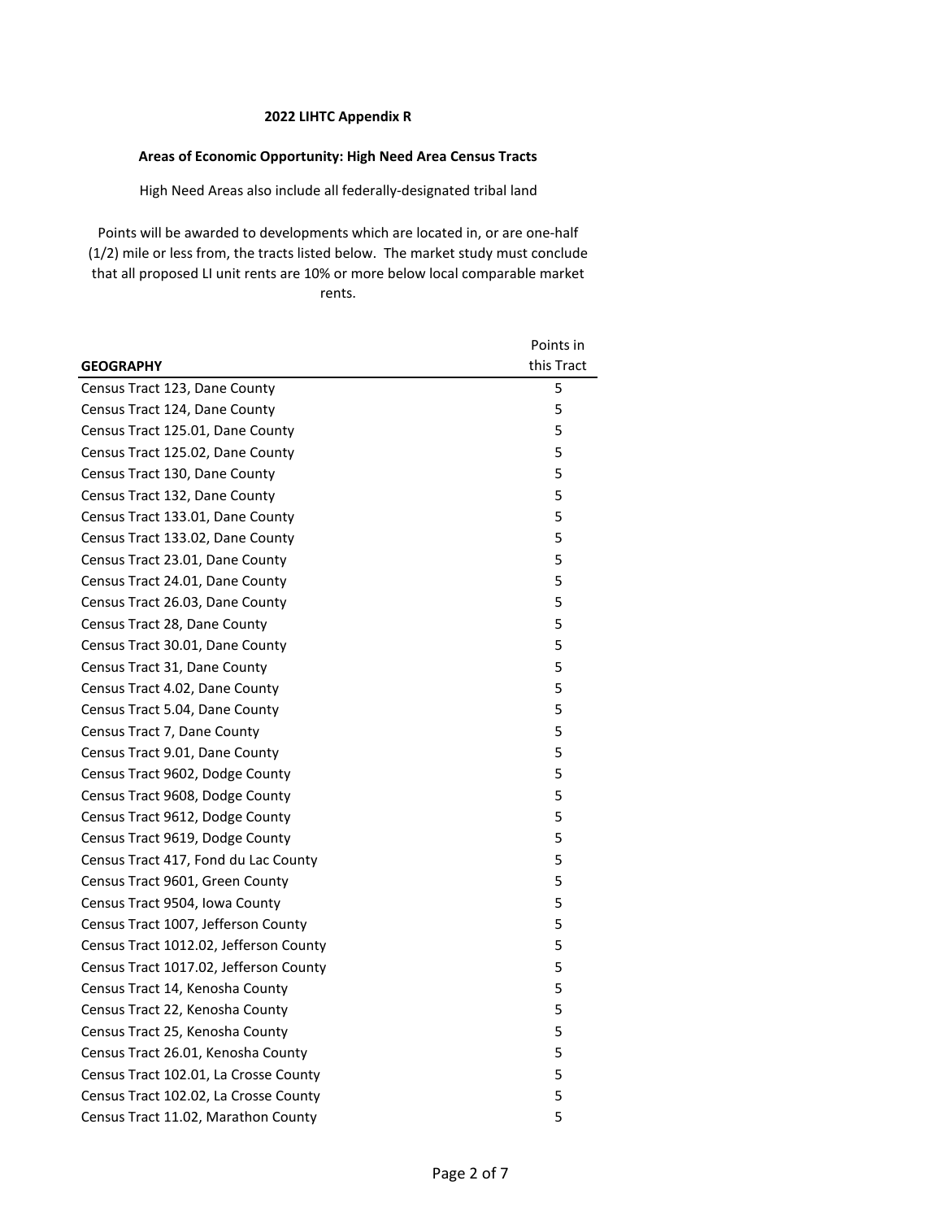**2022 LIHTC Appendix R**

**Areas of Economic Opportunity: High Need Area Census Tracts**

High Need Areas also include all federally-designated tribal land

Points will be awarded to developments which are located in, or are one-half (1/2) mile or less from, the tracts listed below. The market study must conclude that all proposed LI unit rents are 10% or more below local comparable market rents.

| GEOGRAPHY | Points in this Tract |
|---|---|
| Census Tract 123, Dane County | 5 |
| Census Tract 124, Dane County | 5 |
| Census Tract 125.01, Dane County | 5 |
| Census Tract 125.02, Dane County | 5 |
| Census Tract 130, Dane County | 5 |
| Census Tract 132, Dane County | 5 |
| Census Tract 133.01, Dane County | 5 |
| Census Tract 133.02, Dane County | 5 |
| Census Tract 23.01, Dane County | 5 |
| Census Tract 24.01, Dane County | 5 |
| Census Tract 26.03, Dane County | 5 |
| Census Tract 28, Dane County | 5 |
| Census Tract 30.01, Dane County | 5 |
| Census Tract 31, Dane County | 5 |
| Census Tract 4.02, Dane County | 5 |
| Census Tract 5.04, Dane County | 5 |
| Census Tract 7, Dane County | 5 |
| Census Tract 9.01, Dane County | 5 |
| Census Tract 9602, Dodge County | 5 |
| Census Tract 9608, Dodge County | 5 |
| Census Tract 9612, Dodge County | 5 |
| Census Tract 9619, Dodge County | 5 |
| Census Tract 417, Fond du Lac County | 5 |
| Census Tract 9601, Green County | 5 |
| Census Tract 9504, Iowa County | 5 |
| Census Tract 1007, Jefferson County | 5 |
| Census Tract 1012.02, Jefferson County | 5 |
| Census Tract 1017.02, Jefferson County | 5 |
| Census Tract 14, Kenosha County | 5 |
| Census Tract 22, Kenosha County | 5 |
| Census Tract 25, Kenosha County | 5 |
| Census Tract 26.01, Kenosha County | 5 |
| Census Tract 102.01, La Crosse County | 5 |
| Census Tract 102.02, La Crosse County | 5 |
| Census Tract 11.02, Marathon County | 5 |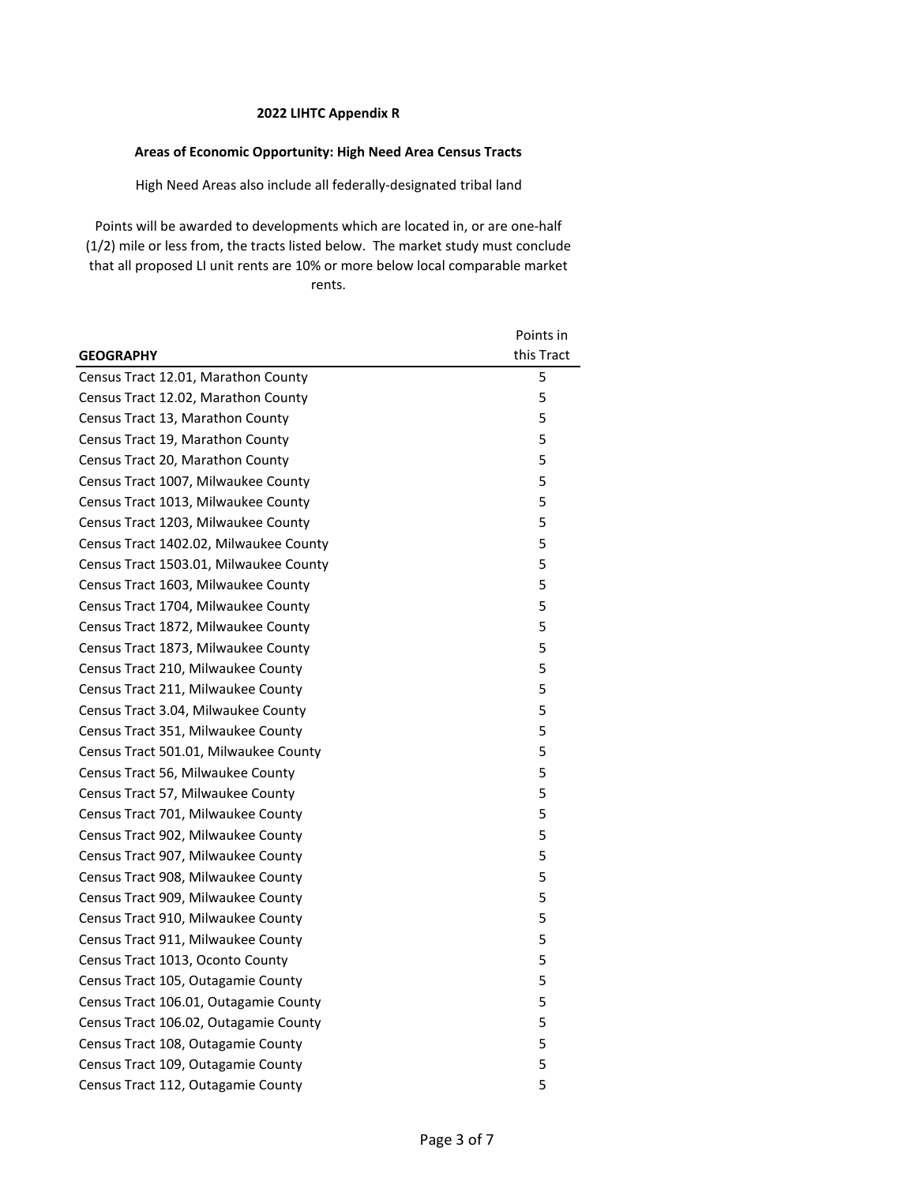**2022 LIHTC Appendix R**

**Areas of Economic Opportunity: High Need Area Census Tracts**

High Need Areas also include all federally-designated tribal land

Points will be awarded to developments which are located in, or are one-half (1/2) mile or less from, the tracts listed below. The market study must conclude that all proposed LI unit rents are 10% or more below local comparable market rents.

| **GEOGRAPHY** | Points in this Tract |
|---|---|
| Census Tract 12.01, Marathon County | 5 |
| Census Tract 12.02, Marathon County | 5 |
| Census Tract 13, Marathon County | 5 |
| Census Tract 19, Marathon County | 5 |
| Census Tract 20, Marathon County | 5 |
| Census Tract 1007, Milwaukee County | 5 |
| Census Tract 1013, Milwaukee County | 5 |
| Census Tract 1203, Milwaukee County | 5 |
| Census Tract 1402.02, Milwaukee County | 5 |
| Census Tract 1503.01, Milwaukee County | 5 |
| Census Tract 1603, Milwaukee County | 5 |
| Census Tract 1704, Milwaukee County | 5 |
| Census Tract 1872, Milwaukee County | 5 |
| Census Tract 1873, Milwaukee County | 5 |
| Census Tract 210, Milwaukee County | 5 |
| Census Tract 211, Milwaukee County | 5 |
| Census Tract 3.04, Milwaukee County | 5 |
| Census Tract 351, Milwaukee County | 5 |
| Census Tract 501.01, Milwaukee County | 5 |
| Census Tract 56, Milwaukee County | 5 |
| Census Tract 57, Milwaukee County | 5 |
| Census Tract 701, Milwaukee County | 5 |
| Census Tract 902, Milwaukee County | 5 |
| Census Tract 907, Milwaukee County | 5 |
| Census Tract 908, Milwaukee County | 5 |
| Census Tract 909, Milwaukee County | 5 |
| Census Tract 910, Milwaukee County | 5 |
| Census Tract 911, Milwaukee County | 5 |
| Census Tract 1013, Oconto County | 5 |
| Census Tract 105, Outagamie County | 5 |
| Census Tract 106.01, Outagamie County | 5 |
| Census Tract 106.02, Outagamie County | 5 |
| Census Tract 108, Outagamie County | 5 |
| Census Tract 109, Outagamie County | 5 |
| Census Tract 112, Outagamie County | 5 |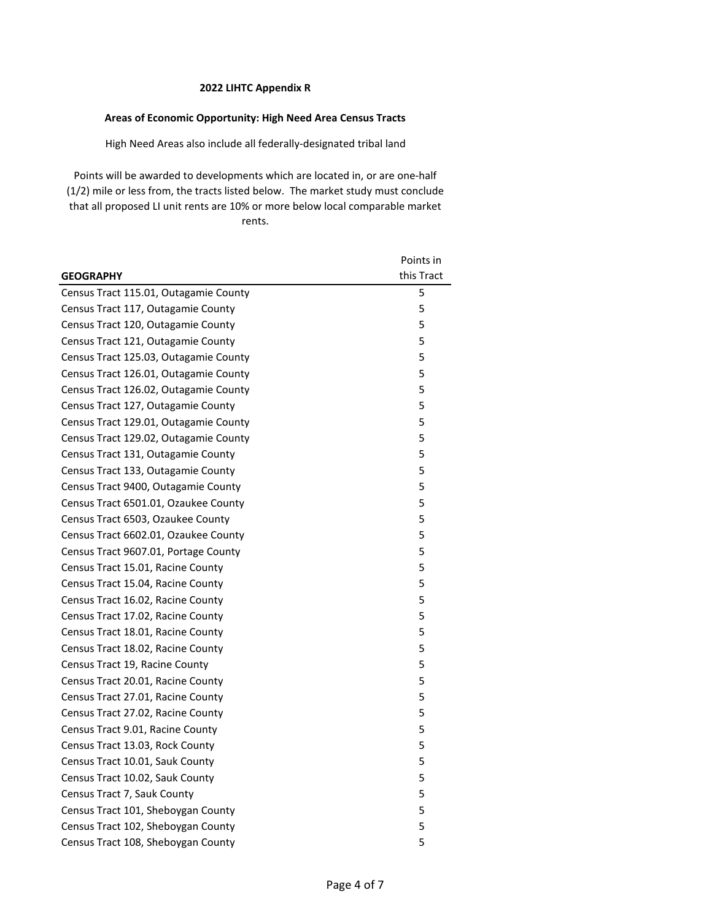**2022 LIHTC Appendix R**

**Areas of Economic Opportunity: High Need Area Census Tracts**

High Need Areas also include all federally-designated tribal land

Points will be awarded to developments which are located in, or are one-half (1/2) mile or less from, the tracts listed below. The market study must conclude that all proposed LI unit rents are 10% or more below local comparable market rents.

| GEOGRAPHY | Points in this Tract |
|---|---|
| Census Tract 115.01, Outagamie County | 5 |
| Census Tract 117, Outagamie County | 5 |
| Census Tract 120, Outagamie County | 5 |
| Census Tract 121, Outagamie County | 5 |
| Census Tract 125.03, Outagamie County | 5 |
| Census Tract 126.01, Outagamie County | 5 |
| Census Tract 126.02, Outagamie County | 5 |
| Census Tract 127, Outagamie County | 5 |
| Census Tract 129.01, Outagamie County | 5 |
| Census Tract 129.02, Outagamie County | 5 |
| Census Tract 131, Outagamie County | 5 |
| Census Tract 133, Outagamie County | 5 |
| Census Tract 9400, Outagamie County | 5 |
| Census Tract 6501.01, Ozaukee County | 5 |
| Census Tract 6503, Ozaukee County | 5 |
| Census Tract 6602.01, Ozaukee County | 5 |
| Census Tract 9607.01, Portage County | 5 |
| Census Tract 15.01, Racine County | 5 |
| Census Tract 15.04, Racine County | 5 |
| Census Tract 16.02, Racine County | 5 |
| Census Tract 17.02, Racine County | 5 |
| Census Tract 18.01, Racine County | 5 |
| Census Tract 18.02, Racine County | 5 |
| Census Tract 19, Racine County | 5 |
| Census Tract 20.01, Racine County | 5 |
| Census Tract 27.01, Racine County | 5 |
| Census Tract 27.02, Racine County | 5 |
| Census Tract 9.01, Racine County | 5 |
| Census Tract 13.03, Rock County | 5 |
| Census Tract 10.01, Sauk County | 5 |
| Census Tract 10.02, Sauk County | 5 |
| Census Tract 7, Sauk County | 5 |
| Census Tract 101, Sheboygan County | 5 |
| Census Tract 102, Sheboygan County | 5 |
| Census Tract 108, Sheboygan County | 5 |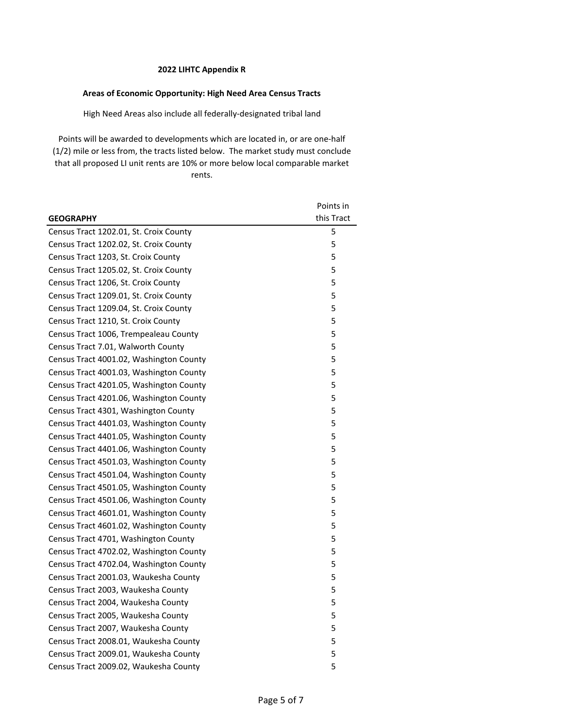**2022 LIHTC Appendix R**

**Areas of Economic Opportunity: High Need Area Census Tracts**

High Need Areas also include all federally-designated tribal land

Points will be awarded to developments which are located in, or are one-half (1/2) mile or less from, the tracts listed below. The market study must conclude that all proposed LI unit rents are 10% or more below local comparable market rents.

| GEOGRAPHY | Points in this Tract |
|---|---|
| Census Tract 1202.01, St. Croix County | 5 |
| Census Tract 1202.02, St. Croix County | 5 |
| Census Tract 1203, St. Croix County | 5 |
| Census Tract 1205.02, St. Croix County | 5 |
| Census Tract 1206, St. Croix County | 5 |
| Census Tract 1209.01, St. Croix County | 5 |
| Census Tract 1209.04, St. Croix County | 5 |
| Census Tract 1210, St. Croix County | 5 |
| Census Tract 1006, Trempealeau County | 5 |
| Census Tract 7.01, Walworth County | 5 |
| Census Tract 4001.02, Washington County | 5 |
| Census Tract 4001.03, Washington County | 5 |
| Census Tract 4201.05, Washington County | 5 |
| Census Tract 4201.06, Washington County | 5 |
| Census Tract 4301, Washington County | 5 |
| Census Tract 4401.03, Washington County | 5 |
| Census Tract 4401.05, Washington County | 5 |
| Census Tract 4401.06, Washington County | 5 |
| Census Tract 4501.03, Washington County | 5 |
| Census Tract 4501.04, Washington County | 5 |
| Census Tract 4501.05, Washington County | 5 |
| Census Tract 4501.06, Washington County | 5 |
| Census Tract 4601.01, Washington County | 5 |
| Census Tract 4601.02, Washington County | 5 |
| Census Tract 4701, Washington County | 5 |
| Census Tract 4702.02, Washington County | 5 |
| Census Tract 4702.04, Washington County | 5 |
| Census Tract 2001.03, Waukesha County | 5 |
| Census Tract 2003, Waukesha County | 5 |
| Census Tract 2004, Waukesha County | 5 |
| Census Tract 2005, Waukesha County | 5 |
| Census Tract 2007, Waukesha County | 5 |
| Census Tract 2008.01, Waukesha County | 5 |
| Census Tract 2009.01, Waukesha County | 5 |
| Census Tract 2009.02, Waukesha County | 5 |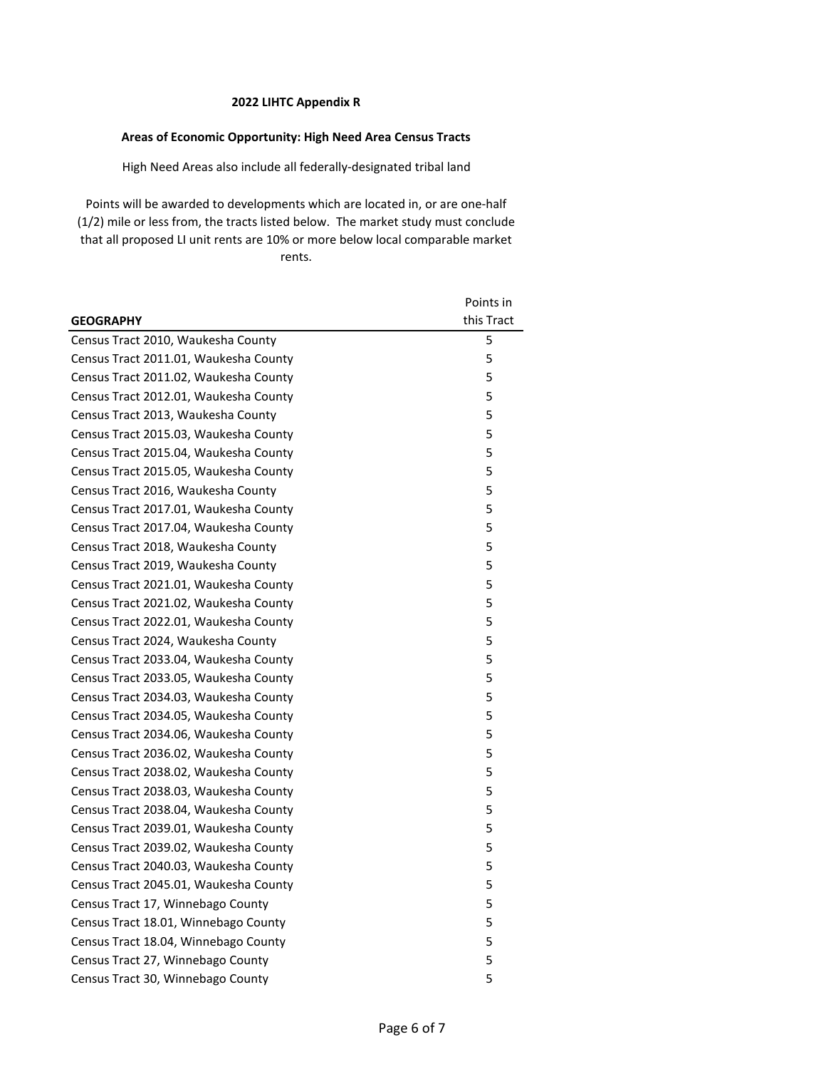**2022 LIHTC Appendix R**

**Areas of Economic Opportunity: High Need Area Census Tracts**

High Need Areas also include all federally-designated tribal land

Points will be awarded to developments which are located in, or are one-half (1/2) mile or less from, the tracts listed below. The market study must conclude that all proposed LI unit rents are 10% or more below local comparable market rents.

| GEOGRAPHY | Points in this Tract |
|---|---|
| Census Tract 2010, Waukesha County | 5 |
| Census Tract 2011.01, Waukesha County | 5 |
| Census Tract 2011.02, Waukesha County | 5 |
| Census Tract 2012.01, Waukesha County | 5 |
| Census Tract 2013, Waukesha County | 5 |
| Census Tract 2015.03, Waukesha County | 5 |
| Census Tract 2015.04, Waukesha County | 5 |
| Census Tract 2015.05, Waukesha County | 5 |
| Census Tract 2016, Waukesha County | 5 |
| Census Tract 2017.01, Waukesha County | 5 |
| Census Tract 2017.04, Waukesha County | 5 |
| Census Tract 2018, Waukesha County | 5 |
| Census Tract 2019, Waukesha County | 5 |
| Census Tract 2021.01, Waukesha County | 5 |
| Census Tract 2021.02, Waukesha County | 5 |
| Census Tract 2022.01, Waukesha County | 5 |
| Census Tract 2024, Waukesha County | 5 |
| Census Tract 2033.04, Waukesha County | 5 |
| Census Tract 2033.05, Waukesha County | 5 |
| Census Tract 2034.03, Waukesha County | 5 |
| Census Tract 2034.05, Waukesha County | 5 |
| Census Tract 2034.06, Waukesha County | 5 |
| Census Tract 2036.02, Waukesha County | 5 |
| Census Tract 2038.02, Waukesha County | 5 |
| Census Tract 2038.03, Waukesha County | 5 |
| Census Tract 2038.04, Waukesha County | 5 |
| Census Tract 2039.01, Waukesha County | 5 |
| Census Tract 2039.02, Waukesha County | 5 |
| Census Tract 2040.03, Waukesha County | 5 |
| Census Tract 2045.01, Waukesha County | 5 |
| Census Tract 17, Winnebago County | 5 |
| Census Tract 18.01, Winnebago County | 5 |
| Census Tract 18.04, Winnebago County | 5 |
| Census Tract 27, Winnebago County | 5 |
| Census Tract 30, Winnebago County | 5 |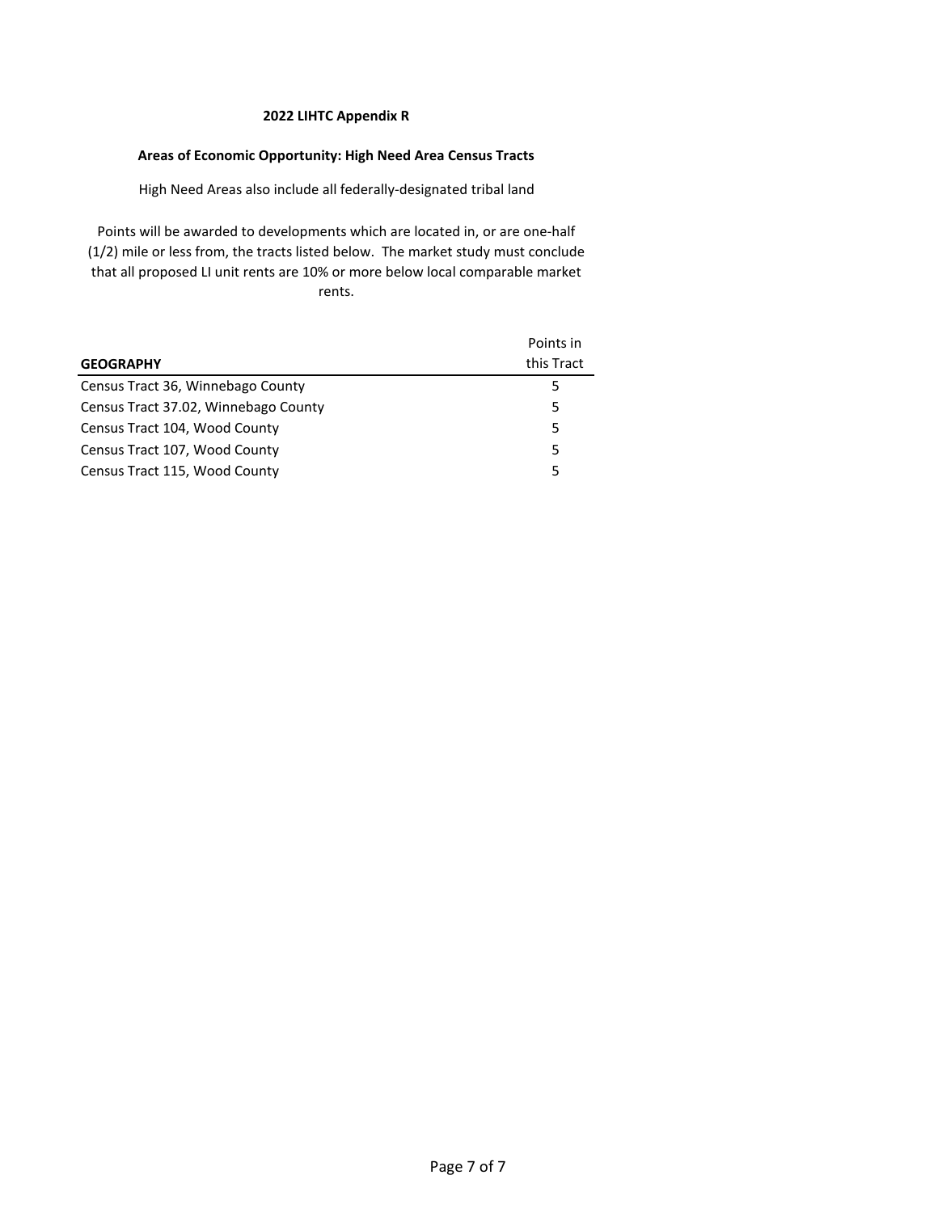**2022 LIHTC Appendix R**

**Areas of Economic Opportunity: High Need Area Census Tracts**

High Need Areas also include all federally-designated tribal land

Points will be awarded to developments which are located in, or are one-half (1/2) mile or less from, the tracts listed below. The market study must conclude that all proposed LI unit rents are 10% or more below local comparable market rents.

| **GEOGRAPHY** | Points in this Tract |
|---|---|
| Census Tract 36, Winnebago County | 5 |
| Census Tract 37.02, Winnebago County | 5 |
| Census Tract 104, Wood County | 5 |
| Census Tract 107, Wood County | 5 |
| Census Tract 115, Wood County | 5 |